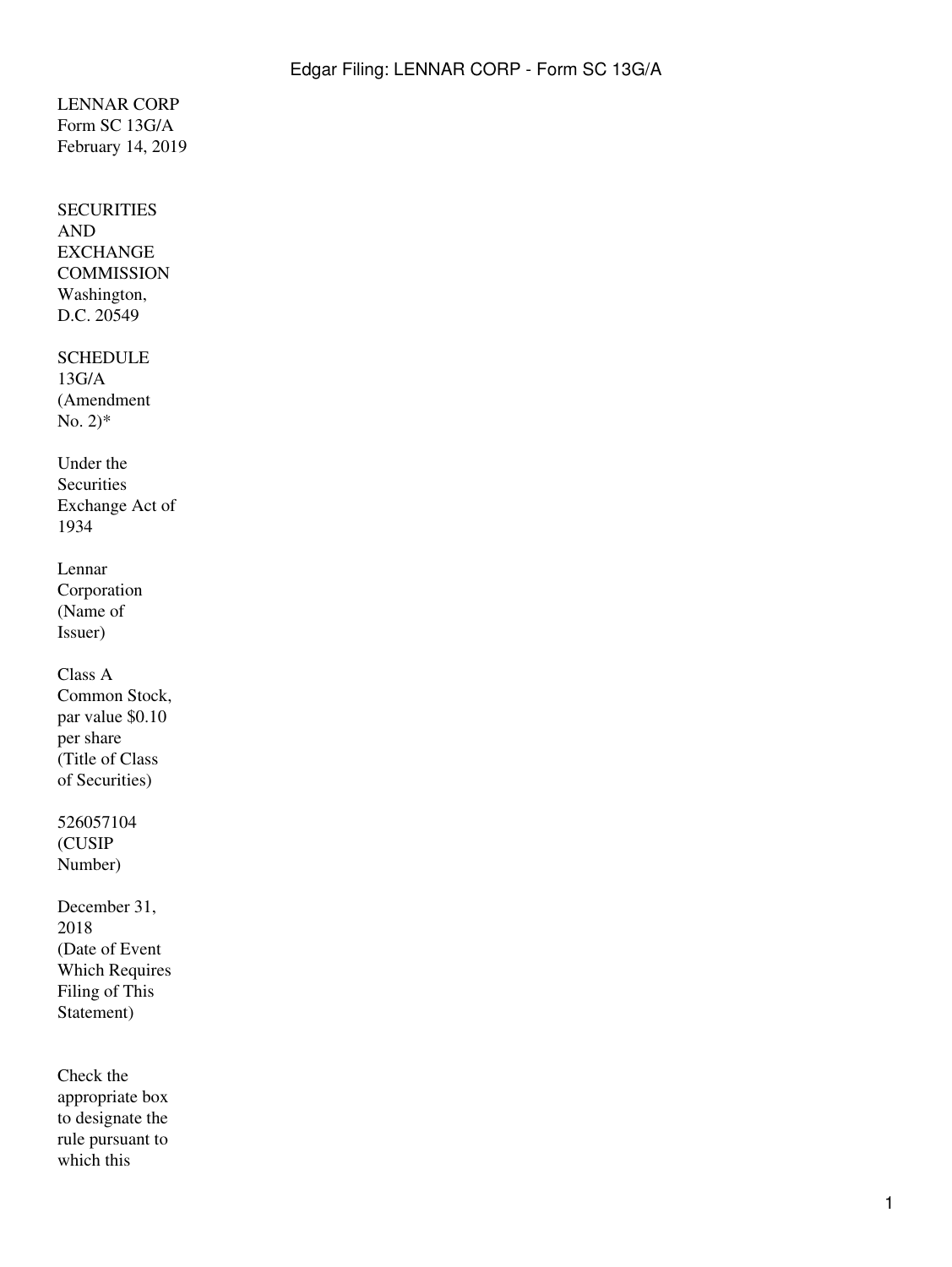LENNAR CORP
Form SC 13G/A
February 14, 2019

SECURITIES AND EXCHANGE COMMISSION
Washington, D.C. 20549

SCHEDULE 13G/A
(Amendment No. 2)*

Under the Securities Exchange Act of 1934

Lennar Corporation
(Name of Issuer)

Class A Common Stock, par value $0.10 per share
(Title of Class of Securities)

526057104
(CUSIP Number)

December 31, 2018
(Date of Event Which Requires Filing of This Statement)

Check the appropriate box to designate the rule pursuant to which this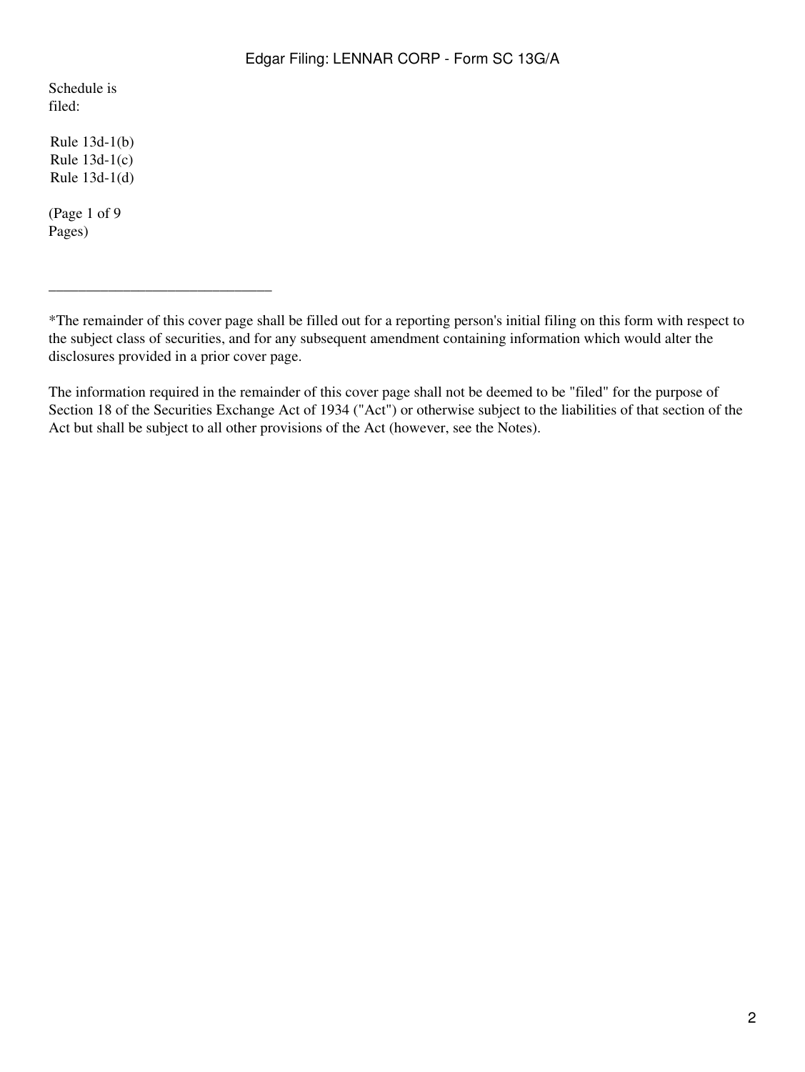Schedule is filed:

Rule 13d-1(b)
Rule 13d-1(c)
Rule 13d-1(d)

(Page 1 of 9 Pages)

______________________________

*The remainder of this cover page shall be filled out for a reporting person's initial filing on this form with respect to the subject class of securities, and for any subsequent amendment containing information which would alter the disclosures provided in a prior cover page.

The information required in the remainder of this cover page shall not be deemed to be "filed" for the purpose of Section 18 of the Securities Exchange Act of 1934 ("Act") or otherwise subject to the liabilities of that section of the Act but shall be subject to all other provisions of the Act (however, see the Notes).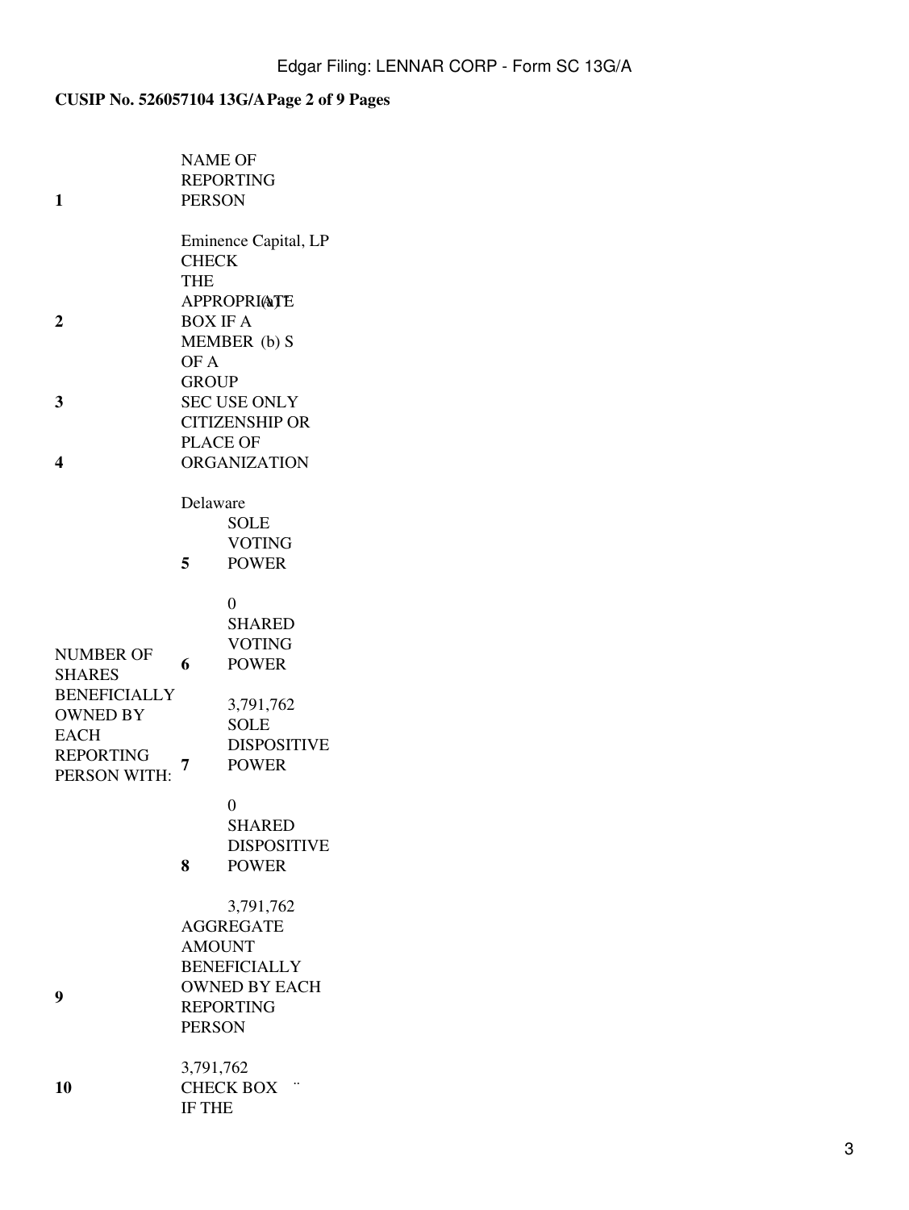**CUSIP No. 526057104 13G/A Page 2 of 9 Pages**

| | | | |
|---|---|---|---|
| **1** | NAME OF REPORTING PERSON<br><br>Eminence Capital, LP | | |
| **2** | CHECK THE APPROPRIATE BOX IF A MEMBER OF A GROUP | (a) ¨<br>(b) S | |
| **3** | SEC USE ONLY | | |
| **4** | CITIZENSHIP OR PLACE OF ORGANIZATION<br><br>Delaware | | |
| NUMBER OF SHARES BENEFICIALLY OWNED BY EACH REPORTING PERSON WITH: | **5** | SOLE VOTING POWER<br><br>0 | |
| | **6** | SHARED VOTING POWER<br><br>3,791,762 | |
| | **7** | SOLE DISPOSITIVE POWER<br><br>0 | |
| | **8** | SHARED DISPOSITIVE POWER<br><br>3,791,762 | |
| **9** | AGGREGATE AMOUNT BENEFICIALLY OWNED BY EACH REPORTING PERSON<br><br>3,791,762 | | |
| **10** | CHECK BOX IF THE | ¨ | |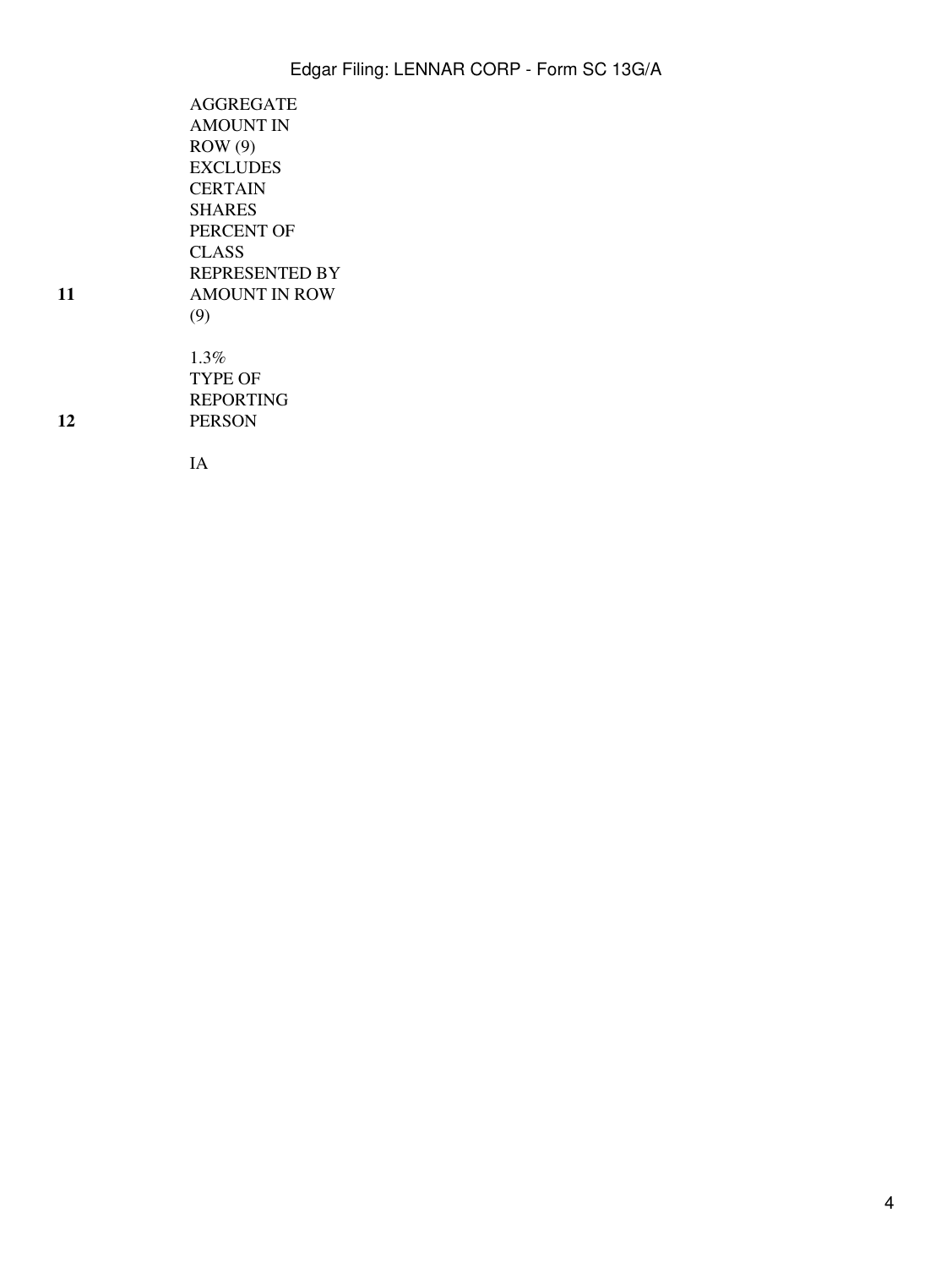| | |
|---|---|
| | AGGREGATE AMOUNT IN ROW (9) EXCLUDES CERTAIN SHARES |
| 11 | PERCENT OF CLASS REPRESENTED BY AMOUNT IN ROW (9) |
| | 1.3% |
| 12 | TYPE OF REPORTING PERSON |
| | IA |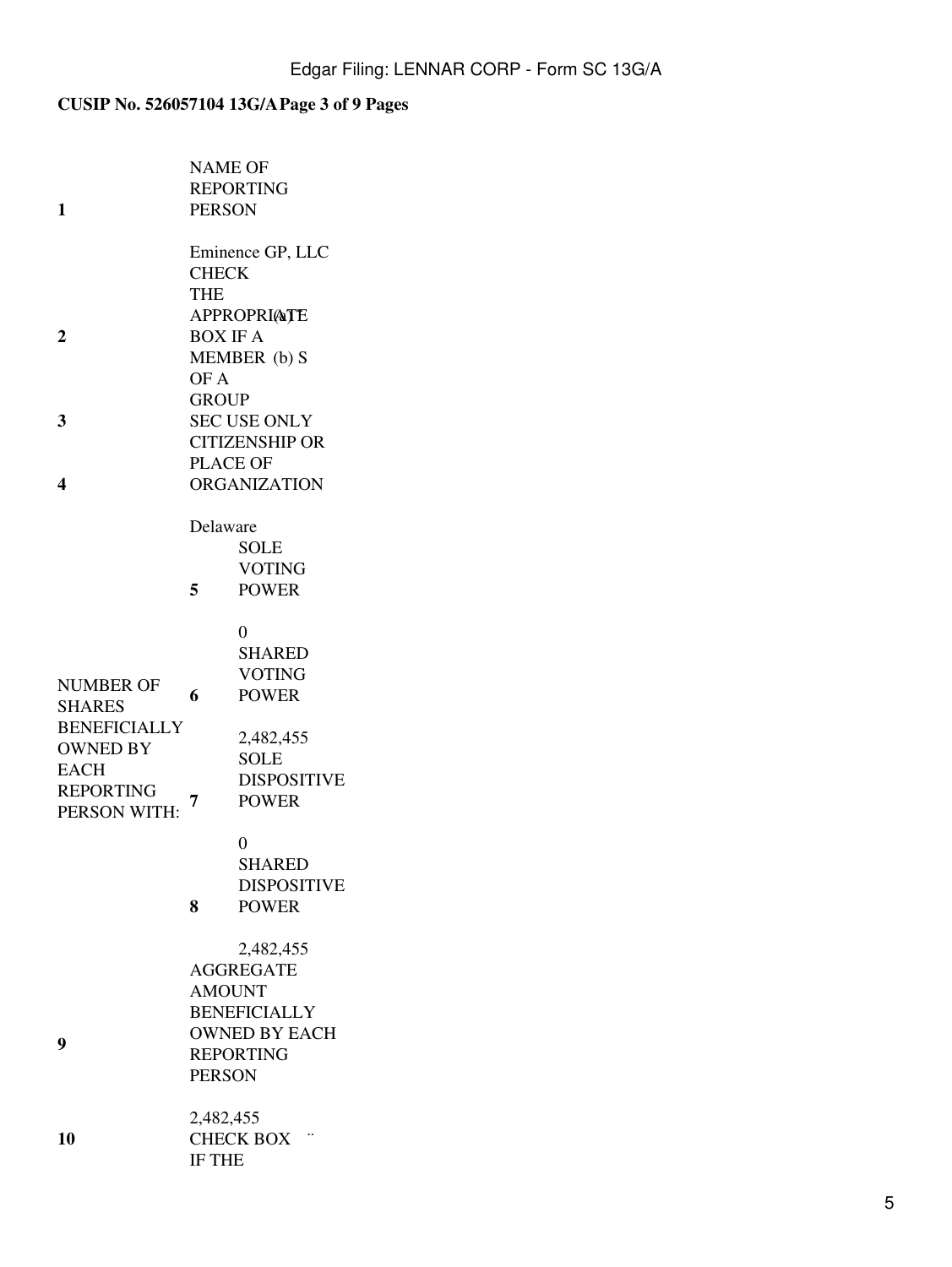**CUSIP No. 526057104 13G/A Page 3 of 9 Pages**

| | | | |
|---|---|---|---|
| **1** | NAME OF REPORTING PERSON<br><br>Eminence GP, LLC | | |
| **2** | CHECK THE APPROPRIATE BOX IF A MEMBER OF A GROUP | (a) ¨<br>(b) S | |
| **3** | SEC USE ONLY | | |
| **4** | CITIZENSHIP OR PLACE OF ORGANIZATION<br><br>Delaware | | |
| NUMBER OF SHARES BENEFICIALLY OWNED BY EACH REPORTING PERSON WITH: | **5** | SOLE VOTING POWER<br><br>0 | |
| | **6** | SHARED VOTING POWER<br><br>2,482,455 | |
| | **7** | SOLE DISPOSITIVE POWER<br><br>0 | |
| | **8** | SHARED DISPOSITIVE POWER<br><br>2,482,455 | |
| **9** | AGGREGATE AMOUNT BENEFICIALLY OWNED BY EACH REPORTING PERSON<br><br>2,482,455 | | |
| **10** | CHECK BOX IF THE | ¨ | |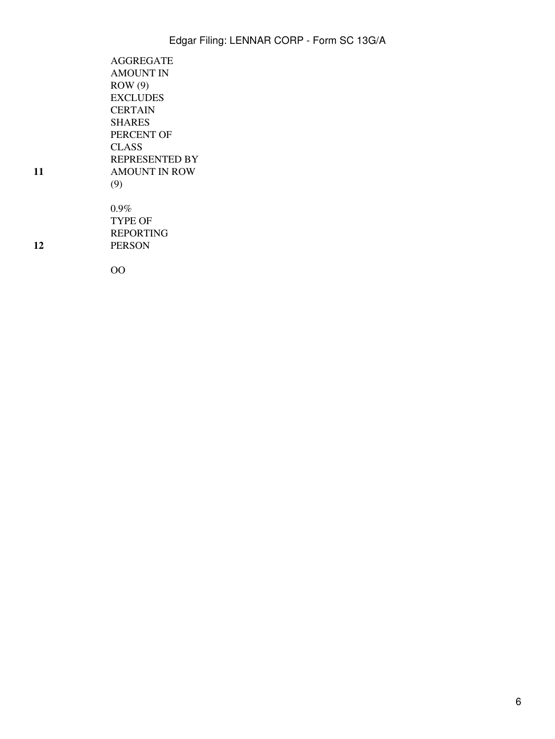| | |
|---|---|
| | AGGREGATE AMOUNT IN ROW (9) EXCLUDES CERTAIN SHARES |
| **11** | PERCENT OF CLASS REPRESENTED BY AMOUNT IN ROW (9)<br><br>0.9% |
| **12** | TYPE OF REPORTING PERSON<br><br>OO |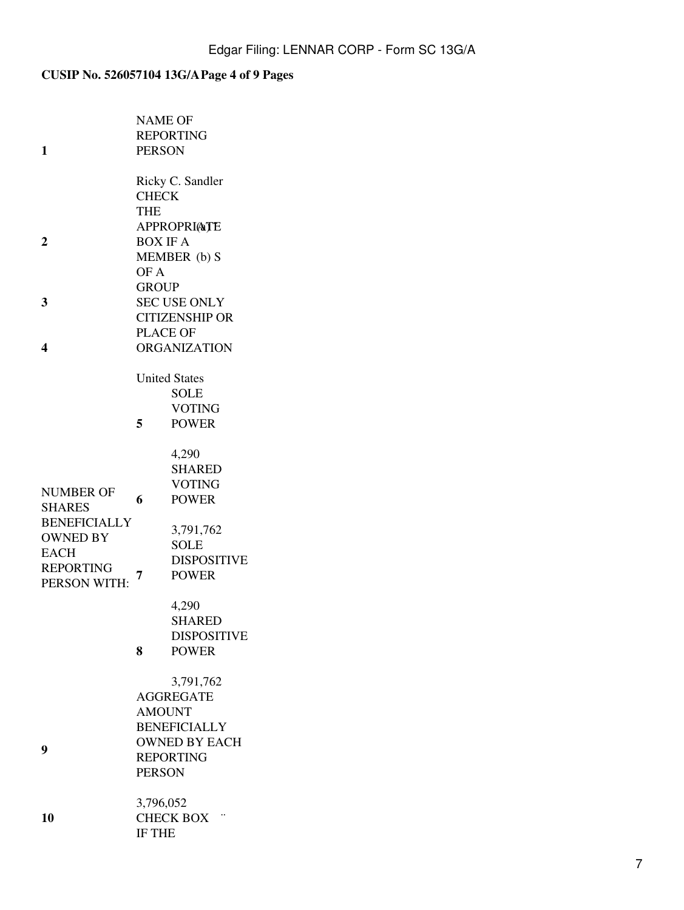**CUSIP No. 526057104 13G/A Page 4 of 9 Pages**

| | | |
|---|---|---|
| 1 | NAME OF REPORTING PERSON<br><br>Ricky C. Sandler | |
| 2 | CHECK THE APPROPRIATE BOX IF A MEMBER OF A GROUP | (a) ¨<br>(b) S |
| 3 | SEC USE ONLY | |
| 4 | CITIZENSHIP OR PLACE OF ORGANIZATION<br><br>United States | |
| NUMBER OF SHARES BENEFICIALLY OWNED BY EACH REPORTING PERSON WITH: | 5 | SOLE VOTING POWER<br><br>4,290 |
| | 6 | SHARED VOTING POWER<br><br>3,791,762 |
| | 7 | SOLE DISPOSITIVE POWER<br><br>4,290 |
| | 8 | SHARED DISPOSITIVE POWER<br><br>3,791,762 |
| 9 | AGGREGATE AMOUNT BENEFICIALLY OWNED BY EACH REPORTING PERSON<br><br>3,796,052 | |
| 10 | CHECK BOX IF THE | ¨ |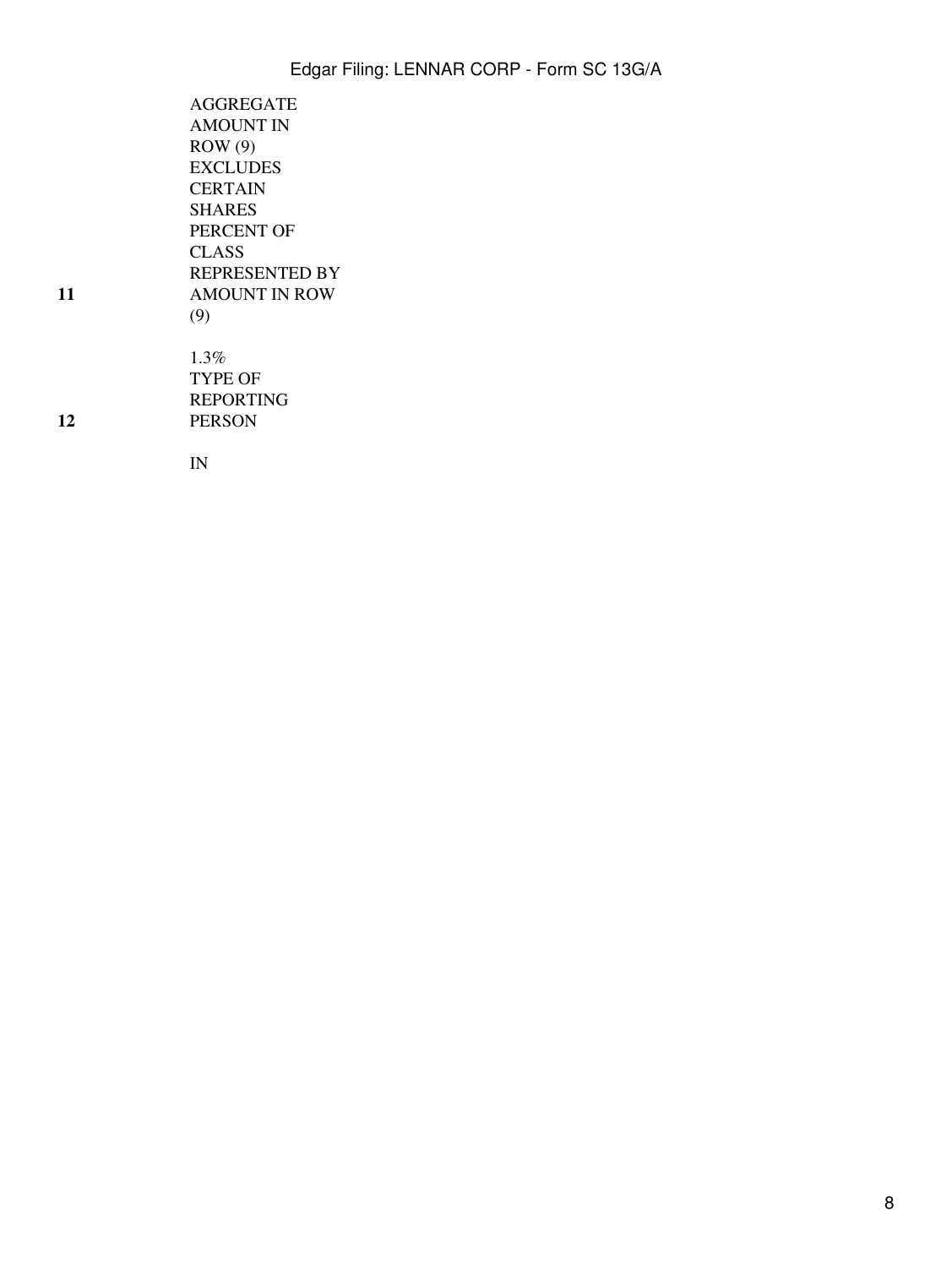| | |
|---|---|
| | AGGREGATE AMOUNT IN ROW (9) EXCLUDES CERTAIN SHARES |
| 11 | PERCENT OF CLASS REPRESENTED BY AMOUNT IN ROW (9)<br><br>1.3% |
| 12 | TYPE OF REPORTING PERSON<br><br>IN |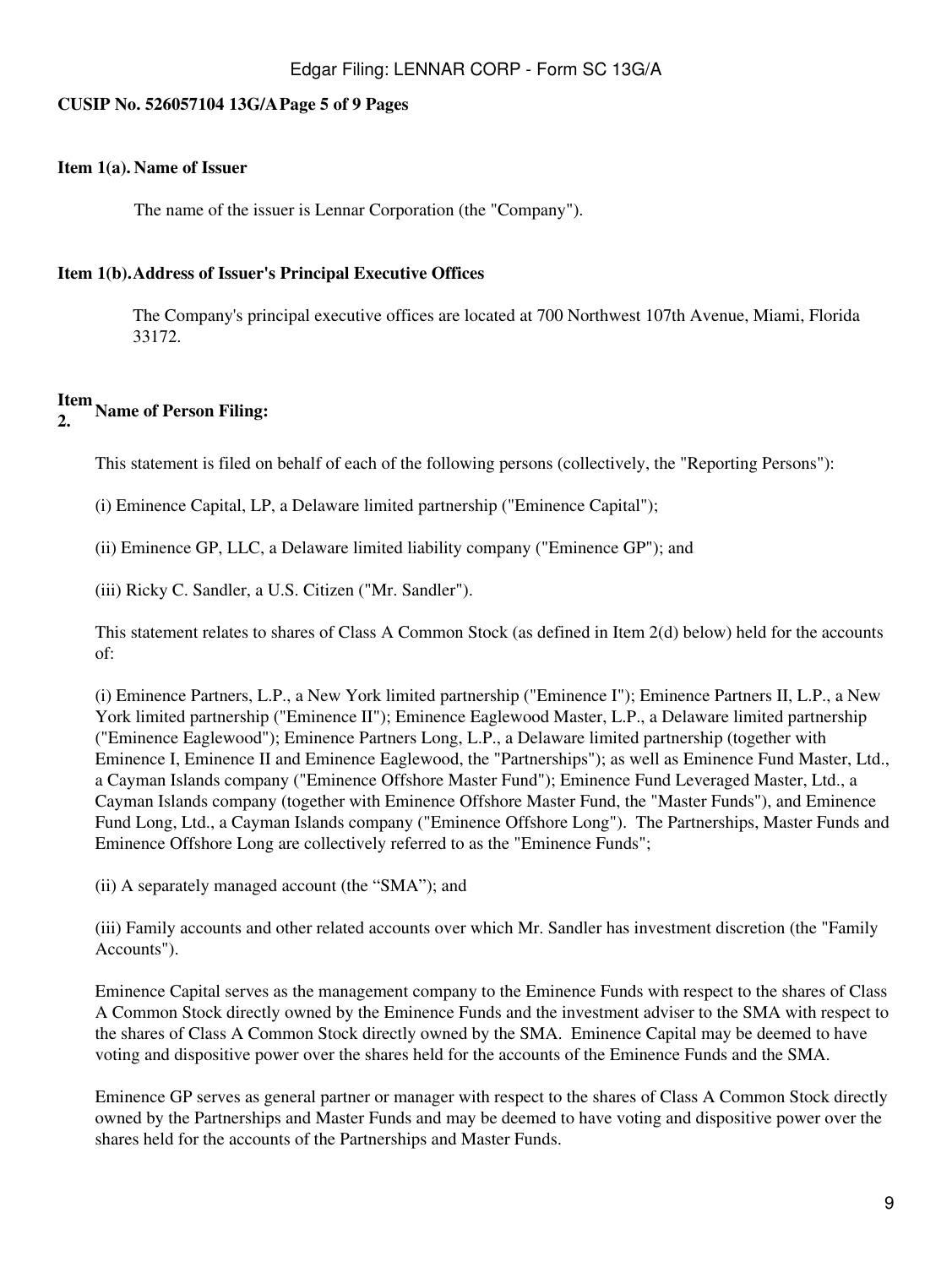**Item 1(a). Name of Issuer**

The name of the issuer is Lennar Corporation (the "Company").

**Item 1(b). Address of Issuer's Principal Executive Offices**

The Company's principal executive offices are located at 700 Northwest 107th Avenue, Miami, Florida 33172.

**Item 2. Name of Person Filing:**

This statement is filed on behalf of each of the following persons (collectively, the "Reporting Persons"):

(i) Eminence Capital, LP, a Delaware limited partnership ("Eminence Capital");

(ii) Eminence GP, LLC, a Delaware limited liability company ("Eminence GP"); and

(iii) Ricky C. Sandler, a U.S. Citizen ("Mr. Sandler").

This statement relates to shares of Class A Common Stock (as defined in Item 2(d) below) held for the accounts of:

(i) Eminence Partners, L.P., a New York limited partnership ("Eminence I"); Eminence Partners II, L.P., a New York limited partnership ("Eminence II"); Eminence Eaglewood Master, L.P., a Delaware limited partnership ("Eminence Eaglewood"); Eminence Partners Long, L.P., a Delaware limited partnership (together with Eminence I, Eminence II and Eminence Eaglewood, the "Partnerships"); as well as Eminence Fund Master, Ltd., a Cayman Islands company ("Eminence Offshore Master Fund"); Eminence Fund Leveraged Master, Ltd., a Cayman Islands company (together with Eminence Offshore Master Fund, the "Master Funds"), and Eminence Fund Long, Ltd., a Cayman Islands company ("Eminence Offshore Long"). The Partnerships, Master Funds and Eminence Offshore Long are collectively referred to as the "Eminence Funds";

(ii) A separately managed account (the "SMA"); and

(iii) Family accounts and other related accounts over which Mr. Sandler has investment discretion (the "Family Accounts").

Eminence Capital serves as the management company to the Eminence Funds with respect to the shares of Class A Common Stock directly owned by the Eminence Funds and the investment adviser to the SMA with respect to the shares of Class A Common Stock directly owned by the SMA. Eminence Capital may be deemed to have voting and dispositive power over the shares held for the accounts of the Eminence Funds and the SMA.

Eminence GP serves as general partner or manager with respect to the shares of Class A Common Stock directly owned by the Partnerships and Master Funds and may be deemed to have voting and dispositive power over the shares held for the accounts of the Partnerships and Master Funds.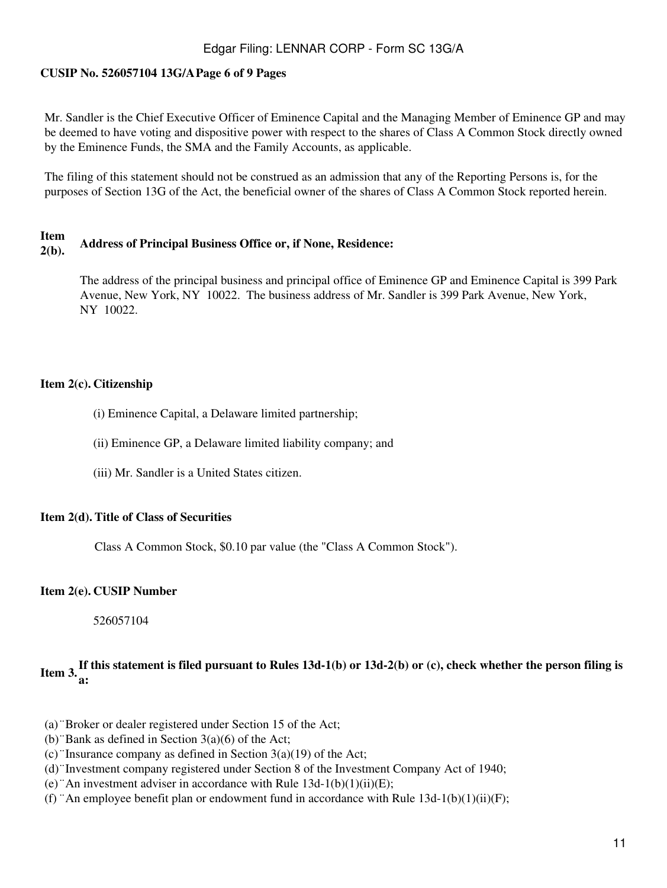Mr. Sandler is the Chief Executive Officer of Eminence Capital and the Managing Member of Eminence GP and may be deemed to have voting and dispositive power with respect to the shares of Class A Common Stock directly owned by the Eminence Funds, the SMA and the Family Accounts, as applicable.

The filing of this statement should not be construed as an admission that any of the Reporting Persons is, for the purposes of Section 13G of the Act, the beneficial owner of the shares of Class A Common Stock reported herein.

**Item 2(b). Address of Principal Business Office or, if None, Residence:**

The address of the principal business and principal office of Eminence GP and Eminence Capital is 399 Park Avenue, New York, NY 10022. The business address of Mr. Sandler is 399 Park Avenue, New York, NY 10022.

**Item 2(c). Citizenship**

(i) Eminence Capital, a Delaware limited partnership;

(ii) Eminence GP, a Delaware limited liability company; and

(iii) Mr. Sandler is a United States citizen.

**Item 2(d). Title of Class of Securities**

Class A Common Stock, $0.10 par value (the "Class A Common Stock").

**Item 2(e). CUSIP Number**

526057104

**Item 3. If this statement is filed pursuant to Rules 13d-1(b) or 13d-2(b) or (c), check whether the person filing is a:**

(a) ¨ Broker or dealer registered under Section 15 of the Act;
(b) ¨ Bank as defined in Section 3(a)(6) of the Act;
(c) ¨ Insurance company as defined in Section 3(a)(19) of the Act;
(d) ¨ Investment company registered under Section 8 of the Investment Company Act of 1940;
(e) ¨ An investment adviser in accordance with Rule 13d-1(b)(1)(ii)(E);
(f) ¨ An employee benefit plan or endowment fund in accordance with Rule 13d-1(b)(1)(ii)(F);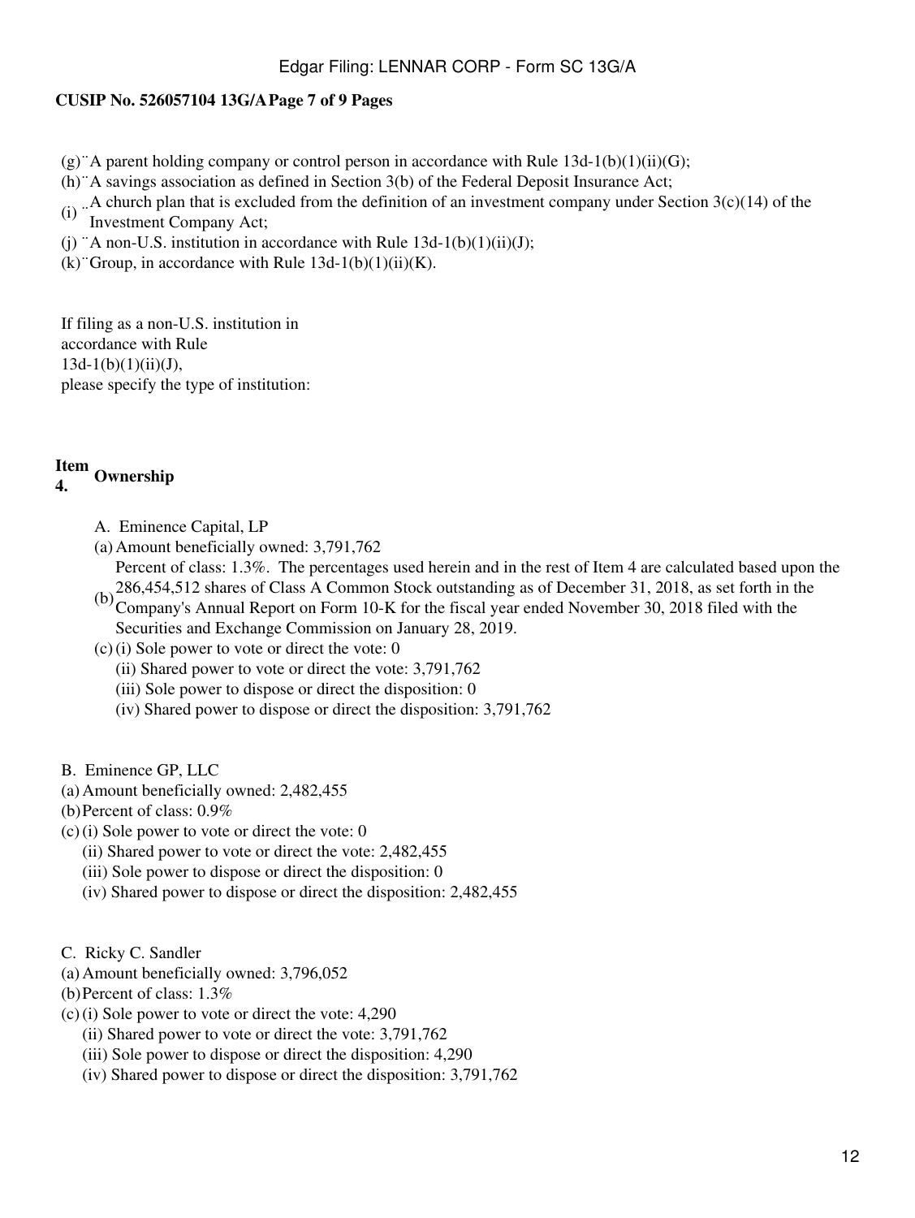(g) ¨ A parent holding company or control person in accordance with Rule 13d-1(b)(1)(ii)(G);
(h) ¨ A savings association as defined in Section 3(b) of the Federal Deposit Insurance Act;
(i) ¨ A church plan that is excluded from the definition of an investment company under Section 3(c)(14) of the Investment Company Act;
(j) ¨ A non-U.S. institution in accordance with Rule 13d-1(b)(1)(ii)(J);
(k) ¨ Group, in accordance with Rule 13d-1(b)(1)(ii)(K).

If filing as a non-U.S. institution in accordance with Rule 13d-1(b)(1)(ii)(J), please specify the type of institution:

**Item 4. Ownership**

A. Eminence Capital, LP

(a) Amount beneficially owned: 3,791,762

(b) Percent of class: 1.3%. The percentages used herein and in the rest of Item 4 are calculated based upon the 286,454,512 shares of Class A Common Stock outstanding as of December 31, 2018, as set forth in the Company's Annual Report on Form 10-K for the fiscal year ended November 30, 2018 filed with the Securities and Exchange Commission on January 28, 2019.

(c) (i) Sole power to vote or direct the vote: 0
(ii) Shared power to vote or direct the vote: 3,791,762
(iii) Sole power to dispose or direct the disposition: 0
(iv) Shared power to dispose or direct the disposition: 3,791,762

B. Eminence GP, LLC

(a) Amount beneficially owned: 2,482,455

(b) Percent of class: 0.9%

(c) (i) Sole power to vote or direct the vote: 0
(ii) Shared power to vote or direct the vote: 2,482,455
(iii) Sole power to dispose or direct the disposition: 0
(iv) Shared power to dispose or direct the disposition: 2,482,455

C. Ricky C. Sandler

(a) Amount beneficially owned: 3,796,052

(b) Percent of class: 1.3%

(c) (i) Sole power to vote or direct the vote: 4,290
(ii) Shared power to vote or direct the vote: 3,791,762
(iii) Sole power to dispose or direct the disposition: 4,290
(iv) Shared power to dispose or direct the disposition: 3,791,762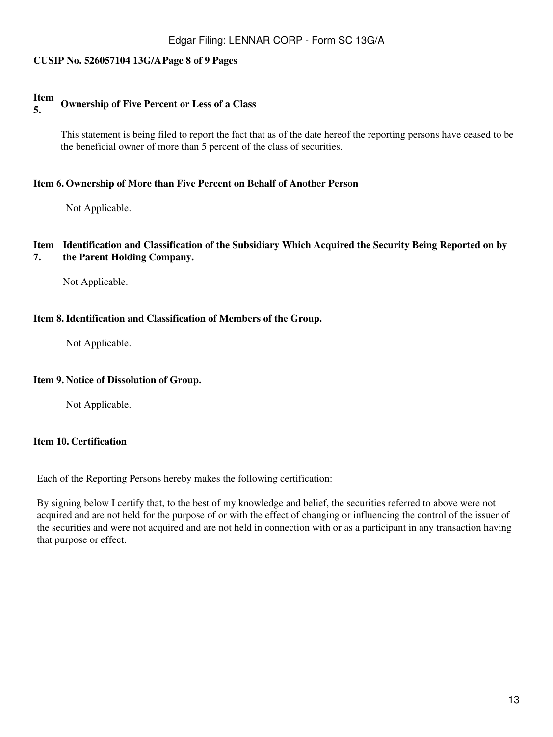**Item 5. Ownership of Five Percent or Less of a Class**

This statement is being filed to report the fact that as of the date hereof the reporting persons have ceased to be the beneficial owner of more than 5 percent of the class of securities.

**Item 6. Ownership of More than Five Percent on Behalf of Another Person**

Not Applicable.

**Item 7. Identification and Classification of the Subsidiary Which Acquired the Security Being Reported on by the Parent Holding Company.**

Not Applicable.

**Item 8. Identification and Classification of Members of the Group.**

Not Applicable.

**Item 9. Notice of Dissolution of Group.**

Not Applicable.

**Item 10. Certification**

Each of the Reporting Persons hereby makes the following certification:

By signing below I certify that, to the best of my knowledge and belief, the securities referred to above were not acquired and are not held for the purpose of or with the effect of changing or influencing the control of the issuer of the securities and were not acquired and are not held in connection with or as a participant in any transaction having that purpose or effect.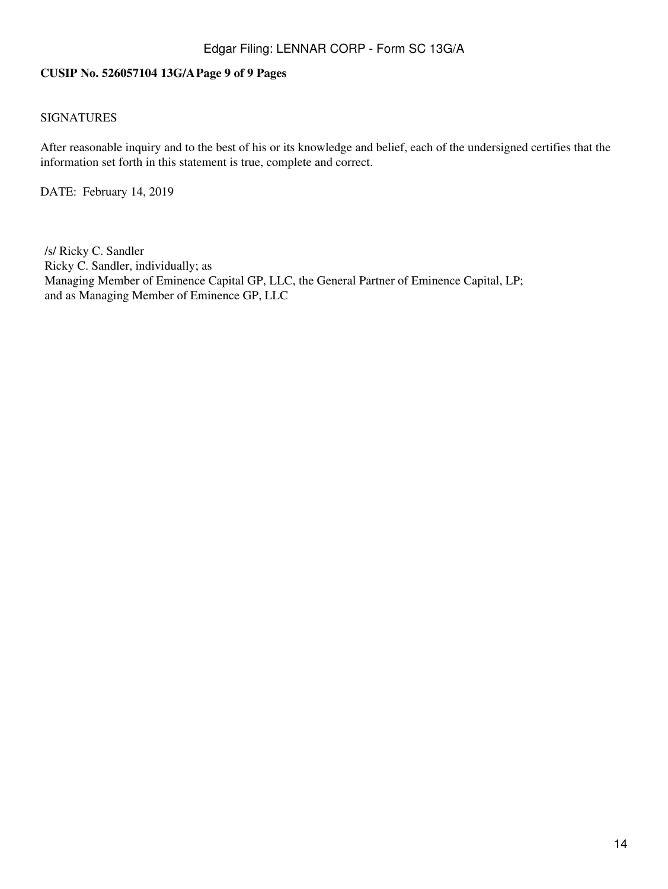SIGNATURES

After reasonable inquiry and to the best of his or its knowledge and belief, each of the undersigned certifies that the information set forth in this statement is true, complete and correct.

DATE: February 14, 2019

/s/ Ricky C. Sandler
Ricky C. Sandler, individually; as
Managing Member of Eminence Capital GP, LLC, the General Partner of Eminence Capital, LP;
and as Managing Member of Eminence GP, LLC